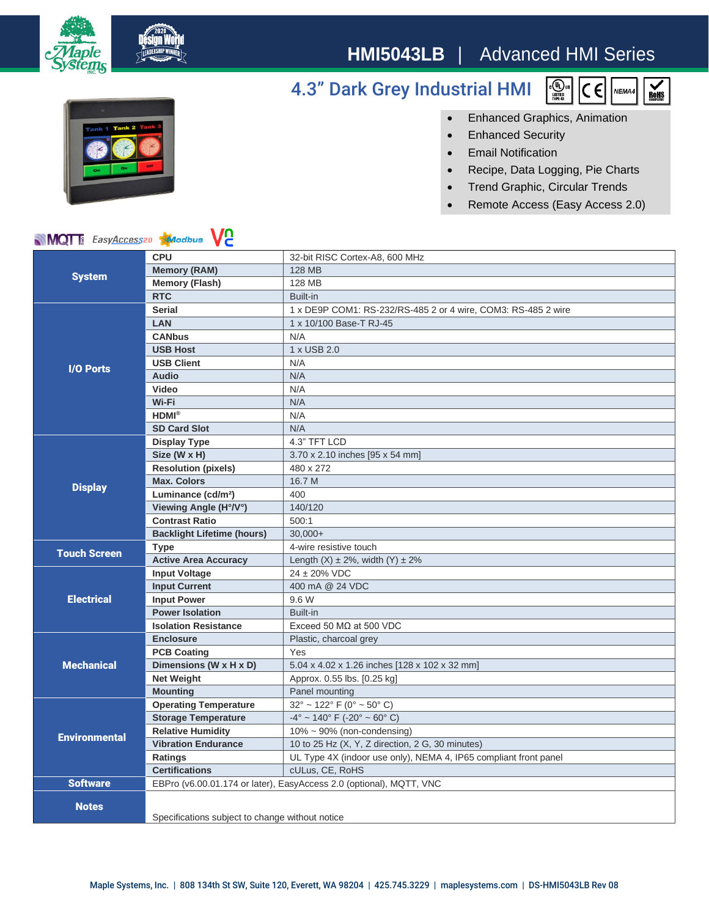# HMI5043LB | Advanced HMI Series

## 4.3" Dark Grey Industrial HMI

- Enhanced Graphics, Animation
- Enhanced Security
- Email Notification
- Recipe, Data Logging, Pie Charts
- Trend Graphic, Circular Trends
- Remote Access (Easy Access 2.0)

| | | |
|---|---|---|
| **System** | **CPU** | 32-bit RISC Cortex-A8, 600 MHz |
| | **Memory (RAM)** | 128 MB |
| | **Memory (Flash)** | 128 MB |
| | **RTC** | Built-in |
| **I/O Ports** | **Serial** | 1 x DE9P COM1: RS-232/RS-485 2 or 4 wire, COM3: RS-485 2 wire |
| | **LAN** | 1 x 10/100 Base-T RJ-45 |
| | **CANbus** | N/A |
| | **USB Host** | 1 x USB 2.0 |
| | **USB Client** | N/A |
| | **Audio** | N/A |
| | **Video** | N/A |
| | **Wi-Fi** | N/A |
| | **HDMI®** | N/A |
| | **SD Card Slot** | N/A |
| **Display** | **Display Type** | 4.3" TFT LCD |
| | **Size (W x H)** | 3.70 x 2.10 inches [95 x 54 mm] |
| | **Resolution (pixels)** | 480 x 272 |
| | **Max. Colors** | 16.7 M |
| | **Luminance (cd/m²)** | 400 |
| | **Viewing Angle (H°/V°)** | 140/120 |
| | **Contrast Ratio** | 500:1 |
| | **Backlight Lifetime (hours)** | 30,000+ |
| **Touch Screen** | **Type** | 4-wire resistive touch |
| | **Active Area Accuracy** | Length (X) ± 2%, width (Y) ± 2% |
| **Electrical** | **Input Voltage** | 24 ± 20% VDC |
| | **Input Current** | 400 mA @ 24 VDC |
| | **Input Power** | 9.6 W |
| | **Power Isolation** | Built-in |
| | **Isolation Resistance** | Exceed 50 MΩ at 500 VDC |
| **Mechanical** | **Enclosure** | Plastic, charcoal grey |
| | **PCB Coating** | Yes |
| | **Dimensions (W x H x D)** | 5.04 x 4.02 x 1.26 inches [128 x 102 x 32 mm] |
| | **Net Weight** | Approx. 0.55 lbs. [0.25 kg] |
| | **Mounting** | Panel mounting |
| **Environmental** | **Operating Temperature** | 32° ~ 122° F (0° ~ 50° C) |
| | **Storage Temperature** | -4° ~ 140° F (-20° ~ 60° C) |
| | **Relative Humidity** | 10% ~ 90% (non-condensing) |
| | **Vibration Endurance** | 10 to 25 Hz (X, Y, Z direction, 2 G, 30 minutes) |
| | **Ratings** | UL Type 4X (indoor use only), NEMA 4, IP65 compliant front panel |
| | **Certifications** | cULus, CE, RoHS |
| **Software** | EBPro (v6.00.01.174 or later), EasyAccess 2.0 (optional), MQTT, VNC | |
| **Notes** | Specifications subject to change without notice | |

Maple Systems, Inc. | 808 134th St SW, Suite 120, Everett, WA 98204 | 425.745.3229 | maplesystems.com | DS-HMI5043LB Rev 08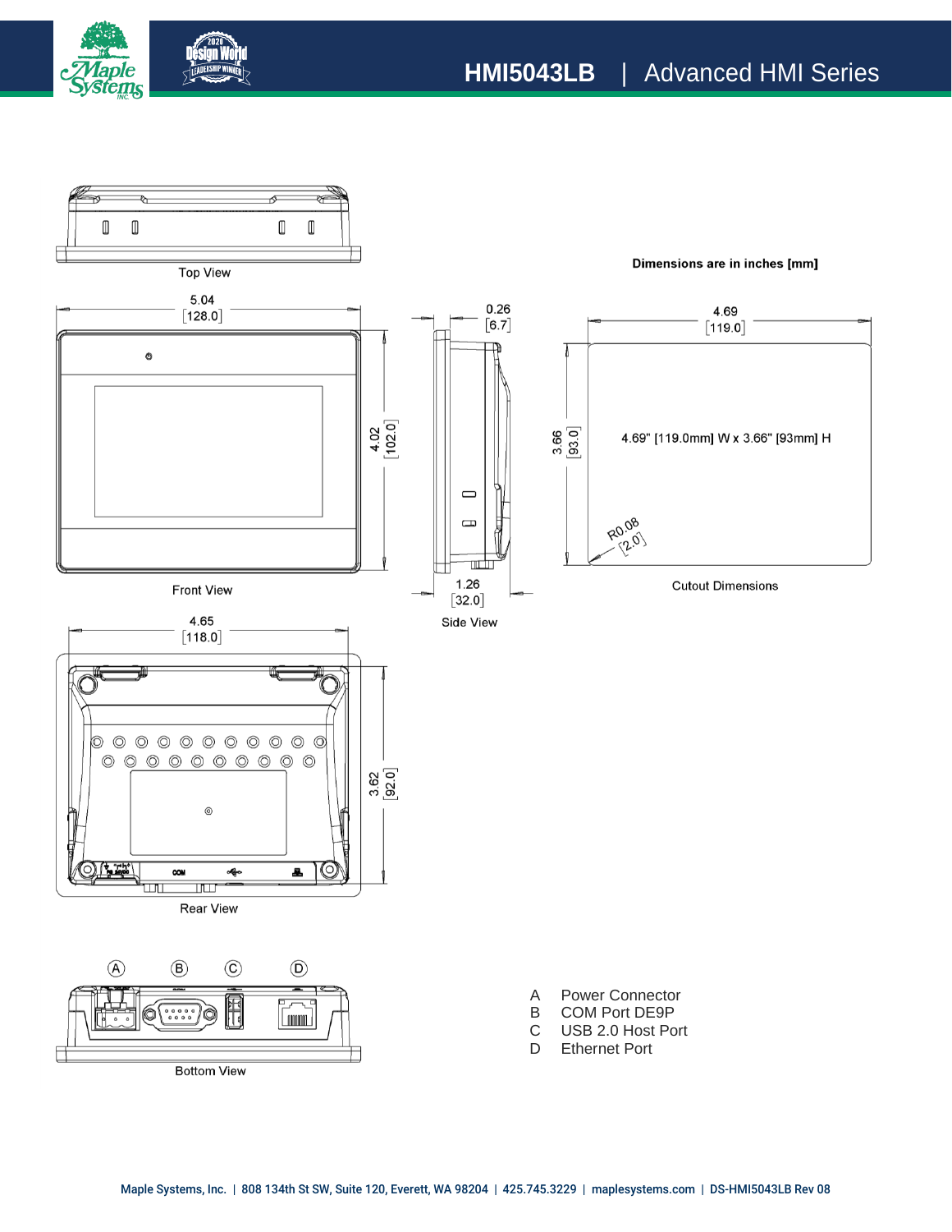Dimensions are in inches [mm]

Top View

5.04
[128.0]

4.02
[102.0]

Front View

0.26
[6.7]

1.26
[32.0]

Side View

4.69
[119.0]

3.66
[93.0]

4.69" [119.0mm] W x 3.66" [93mm] H

R0.08
[2.0]

Cutout Dimensions

4.65
[118.0]

3.62
[92.0]

Rear View

Ⓐ Ⓑ Ⓒ Ⓓ

Bottom View

A Power Connector
B COM Port DE9P
C USB 2.0 Host Port
D Ethernet Port